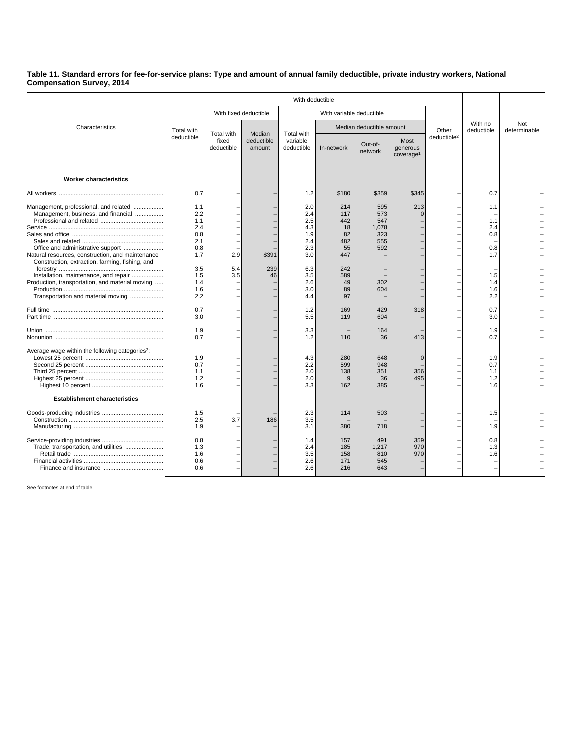**Table 11. Standard errors for fee-for-service plans: Type and amount of annual family deductible, private industry workers, National Compensation Survey, 2014**

| Characteristics | With deductible | | | | | | | | With no deductible | Not determinable |
|---|---|---|---|---|---|---|---|---|---|---|
| | Total with deductible | With fixed deductible | | With variable deductible | | | | Other deductible[2] | | |
| | | Total with fixed deductible | Median deductible amount | Total with variable deductible | Median deductible amount | | | | | |
| | | | | | In-network | Out-of-network | Most generous coverage[1] | | | |
| **Worker characteristics** | | | | | | | | | | |
| All workers | 0.7 | – | – | 1.2 | $180 | $359 | $345 | – | 0.7 | – |
| Management, professional, and related | 1.1 | – | – | 2.0 | 214 | 595 | 213 | – | 1.1 | – |
| Management, business, and financial | 2.2 | – | – | 2.4 | 117 | 573 | 0 | – | – | – |
| Professional and related | 1.1 | – | – | 2.5 | 442 | 547 | – | – | 1.1 | – |
| Service | 2.4 | – | – | 4.3 | 18 | 1,078 | – | – | 2.4 | – |
| Sales and office | 0.8 | – | – | 1.9 | 82 | 323 | – | – | 0.8 | – |
| Sales and related | 2.1 | – | – | 2.4 | 482 | 555 | – | – | – | – |
| Office and administrative support | 0.8 | – | – | 2.3 | 55 | 592 | – | – | 0.8 | – |
| Natural resources, construction, and maintenance | 1.7 | 2.9 | $391 | 3.0 | 447 | – | – | – | 1.7 | – |
| Construction, extraction, farming, fishing, and forestry | 3.5 | 5.4 | 239 | 6.3 | 242 | – | – | – | – | – |
| Installation, maintenance, and repair | 1.5 | 3.5 | 46 | 3.5 | 589 | – | – | – | 1.5 | – |
| Production, transportation, and material moving | 1.4 | – | – | 2.6 | 49 | 302 | – | – | 1.4 | – |
| Production | 1.6 | – | – | 3.0 | 89 | 604 | – | – | 1.6 | – |
| Transportation and material moving | 2.2 | – | – | 4.4 | 97 | – | – | – | 2.2 | – |
| Full time | 0.7 | – | – | 1.2 | 169 | 429 | 318 | – | 0.7 | – |
| Part time | 3.0 | – | – | 5.5 | 119 | 604 | – | – | 3.0 | – |
| Union | 1.9 | – | – | 3.3 | – | 164 | – | – | 1.9 | – |
| Nonunion | 0.7 | – | – | 1.2 | 110 | 36 | 413 | – | 0.7 | – |
| Average wage within the following categories[3]: | | | | | | | | | | |
| Lowest 25 percent | 1.9 | – | – | 4.3 | 280 | 648 | 0 | – | 1.9 | – |
| Second 25 percent | 0.7 | – | – | 2.2 | 599 | 948 | – | – | 0.7 | – |
| Third 25 percent | 1.1 | – | – | 2.0 | 138 | 351 | 356 | – | 1.1 | – |
| Highest 25 percent | 1.2 | – | – | 2.0 | 9 | 36 | 495 | – | 1.2 | – |
| Highest 10 percent | 1.6 | – | – | 3.3 | 162 | 385 | – | – | 1.6 | – |
| **Establishment characteristics** | | | | | | | | | | |
| Goods-producing industries | 1.5 | – | – | 2.3 | 114 | 503 | – | – | 1.5 | – |
| Construction | 2.5 | 3.7 | 186 | 3.5 | – | – | – | – | – | – |
| Manufacturing | 1.9 | – | – | 3.1 | 380 | 718 | – | – | 1.9 | – |
| Service-providing industries | 0.8 | – | – | 1.4 | 157 | 491 | 359 | – | 0.8 | – |
| Trade, transportation, and utilities | 1.3 | – | – | 2.4 | 185 | 1,217 | 970 | – | 1.3 | – |
| Retail trade | 1.6 | – | – | 3.5 | 158 | 810 | 970 | – | 1.6 | – |
| Financial activities | 0.6 | – | – | 2.6 | 171 | 545 | – | – | – | – |
| Finance and insurance | 0.6 | – | – | 2.6 | 216 | 643 | – | – | – | – |

See footnotes at end of table.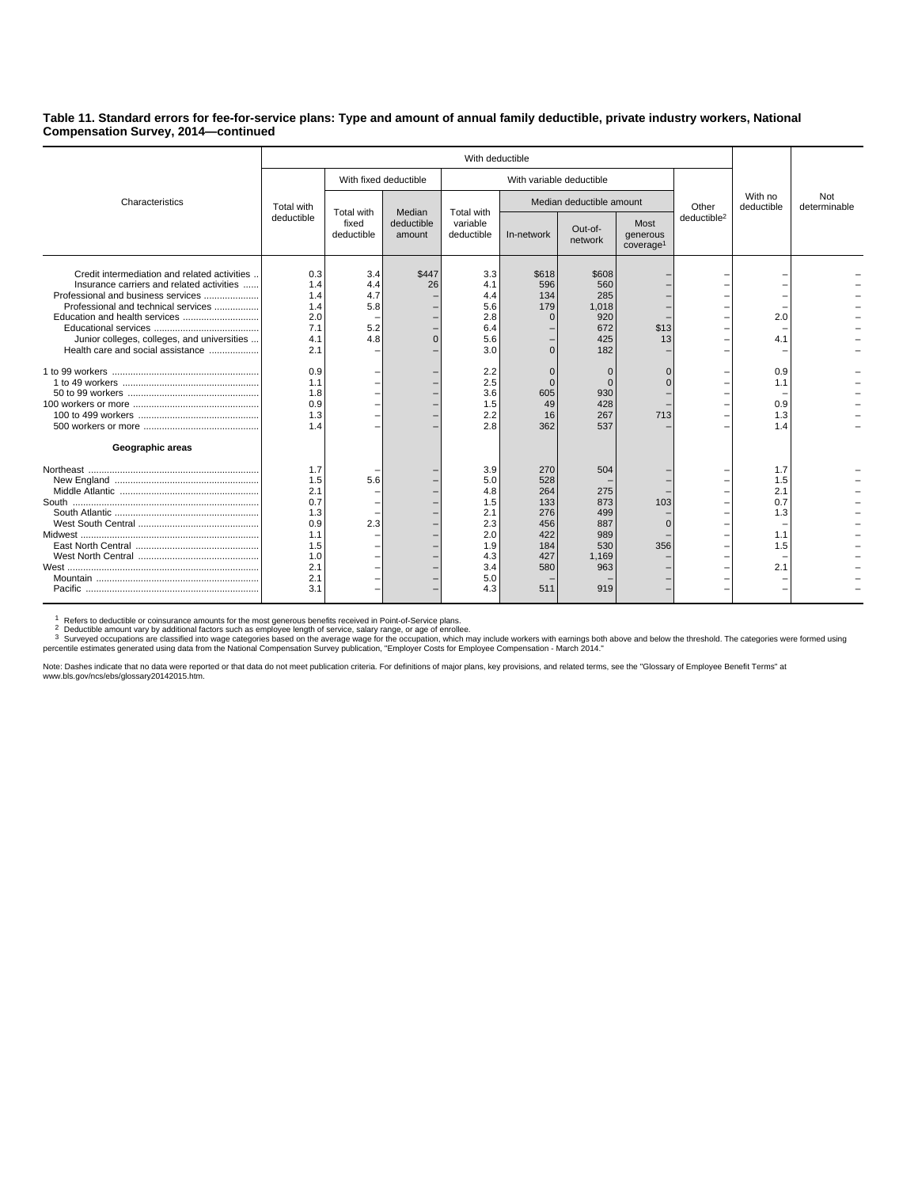**Table 11. Standard errors for fee-for-service plans: Type and amount of annual family deductible, private industry workers, National Compensation Survey, 2014—continued**

| Characteristics | With deductible | | | | | | | | With no deductible | Not determinable |
|---|---|---|---|---|---|---|---|---|---|---|
| | Total with deductible | With fixed deductible | | With variable deductible | | | | Other deductible[2] | | |
| | | Total with fixed deductible | Median deductible amount | Total with variable deductible | Median deductible amount | | | | | |
| | | | | | In-network | Out-of-network | Most generous coverage[1] | | | |
| Credit intermediation and related activities | 0.3 | 3.4 | $447 | 3.3 | $618 | $608 | – | – | – | – |
| Insurance carriers and related activities | 1.4 | 4.4 | 26 | 4.1 | 596 | 560 | – | – | – | – |
| Professional and business services | 1.4 | 4.7 | – | 4.4 | 134 | 285 | – | – | – | – |
| Professional and technical services | 1.4 | 5.8 | – | 5.6 | 179 | 1,018 | – | – | – | – |
| Education and health services | 2.0 | – | – | 2.8 | 0 | 920 | – | – | 2.0 | – |
| Educational services | 7.1 | 5.2 | – | 6.4 | – | 672 | $13 | – | – | – |
| Junior colleges, colleges, and universities | 4.1 | 4.8 | 0 | 5.6 | – | 425 | 13 | – | 4.1 | – |
| Health care and social assistance | 2.1 | – | – | 3.0 | 0 | 182 | – | – | – | – |
| 1 to 99 workers | 0.9 | – | – | 2.2 | 0 | 0 | 0 | – | 0.9 | – |
| 1 to 49 workers | 1.1 | – | – | 2.5 | 0 | 0 | 0 | – | 1.1 | – |
| 50 to 99 workers | 1.8 | – | – | 3.6 | 605 | 930 | – | – | – | – |
| 100 workers or more | 0.9 | – | – | 1.5 | 49 | 428 | – | – | 0.9 | – |
| 100 to 499 workers | 1.3 | – | – | 2.2 | 16 | 267 | 713 | – | 1.3 | – |
| 500 workers or more | 1.4 | – | – | 2.8 | 362 | 537 | – | – | 1.4 | – |
| **Geographic areas** | | | | | | | | | | |
| Northeast | 1.7 | – | – | 3.9 | 270 | 504 | – | – | 1.7 | – |
| New England | 1.5 | 5.6 | – | 5.0 | 528 | – | – | – | 1.5 | – |
| Middle Atlantic | 2.1 | – | – | 4.8 | 264 | 275 | – | – | 2.1 | – |
| South | 0.7 | – | – | 1.5 | 133 | 873 | 103 | – | 0.7 | – |
| South Atlantic | 1.3 | – | – | 2.1 | 276 | 499 | – | – | 1.3 | – |
| West South Central | 0.9 | 2.3 | – | 2.3 | 456 | 887 | 0 | – | – | – |
| Midwest | 1.1 | – | – | 2.0 | 422 | 989 | – | – | 1.1 | – |
| East North Central | 1.5 | – | – | 1.9 | 184 | 530 | 356 | – | 1.5 | – |
| West North Central | 1.0 | – | – | 4.3 | 427 | 1,169 | – | – | – | – |
| West | 2.1 | – | – | 3.4 | 580 | 963 | – | – | 2.1 | – |
| Mountain | 2.1 | – | – | 5.0 | – | – | – | – | – | – |
| Pacific | 3.1 | – | – | 4.3 | 511 | 919 | – | – | – | – |

[1] Refers to deductible or coinsurance amounts for the most generous benefits received in Point-of-Service plans.
[2] Deductible amount vary by additional factors such as employee length of service, salary range, or age of enrollee.
[3] Surveyed occupations are classified into wage categories based on the average wage for the occupation, which may include workers with earnings both above and below the threshold. The categories were formed using percentile estimates generated using data from the National Compensation Survey publication, "Employer Costs for Employee Compensation - March 2014."

Note: Dashes indicate that no data were reported or that data do not meet publication criteria. For definitions of major plans, key provisions, and related terms, see the "Glossary of Employee Benefit Terms" at www.bls.gov/ncs/ebs/glossary20142015.htm.